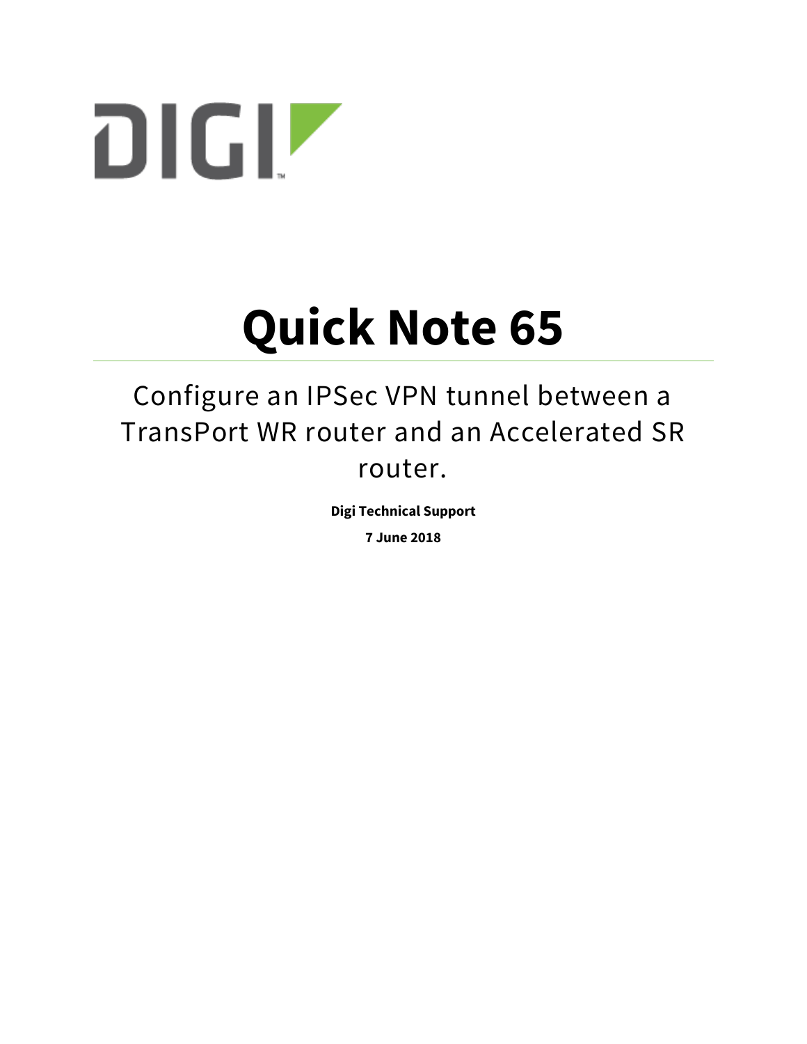DIGI

# Quick Note 65

## Configure an IPSec VPN tunnel between a TransPort WR router and an Accelerated SR router.

**Digi Technical Support**

**7 June 2018**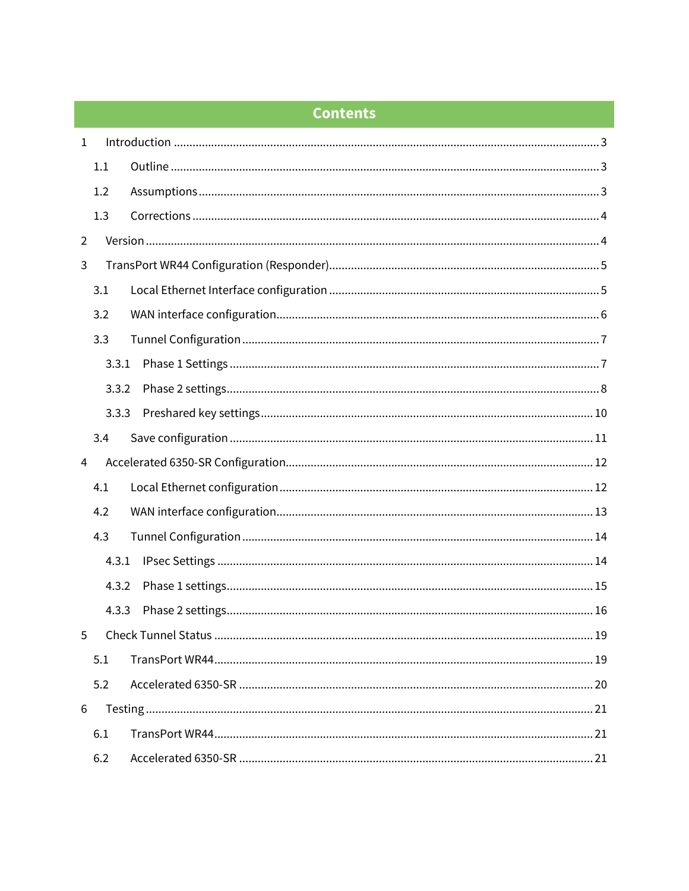# Contents

1 Introduction ........................................................................................................................................ 3

1.1 Outline ........................................................................................................................................ 3

1.2 Assumptions ............................................................................................................................. 3

1.3 Corrections ................................................................................................................................ 4

2 Version ................................................................................................................................................. 4

3 TransPort WR44 Configuration (Responder)...................................................................................... 5

3.1 Local Ethernet Interface configuration ..................................................................................... 5

3.2 WAN interface configuration...................................................................................................... 6

3.3 Tunnel Configuration ................................................................................................................. 7

3.3.1 Phase 1 Settings ................................................................................................................... 7

3.3.2 Phase 2 settings..................................................................................................................... 8

3.3.3 Preshared key settings......................................................................................................... 10

3.4 Save configuration ................................................................................................................... 11

4 Accelerated 6350-SR Configuration.................................................................................................. 12

4.1 Local Ethernet configuration .................................................................................................... 12

4.2 WAN interface configuration..................................................................................................... 13

4.3 Tunnel Configuration ................................................................................................................ 14

4.3.1 IPsec Settings ...................................................................................................................... 14

4.3.2 Phase 1 settings.................................................................................................................... 15

4.3.3 Phase 2 settings.................................................................................................................... 16

5 Check Tunnel Status ........................................................................................................................ 19

5.1 TransPort WR44........................................................................................................................ 19

5.2 Accelerated 6350-SR ................................................................................................................ 20

6 Testing ............................................................................................................................................... 21

6.1 TransPort WR44........................................................................................................................ 21

6.2 Accelerated 6350-SR ................................................................................................................ 21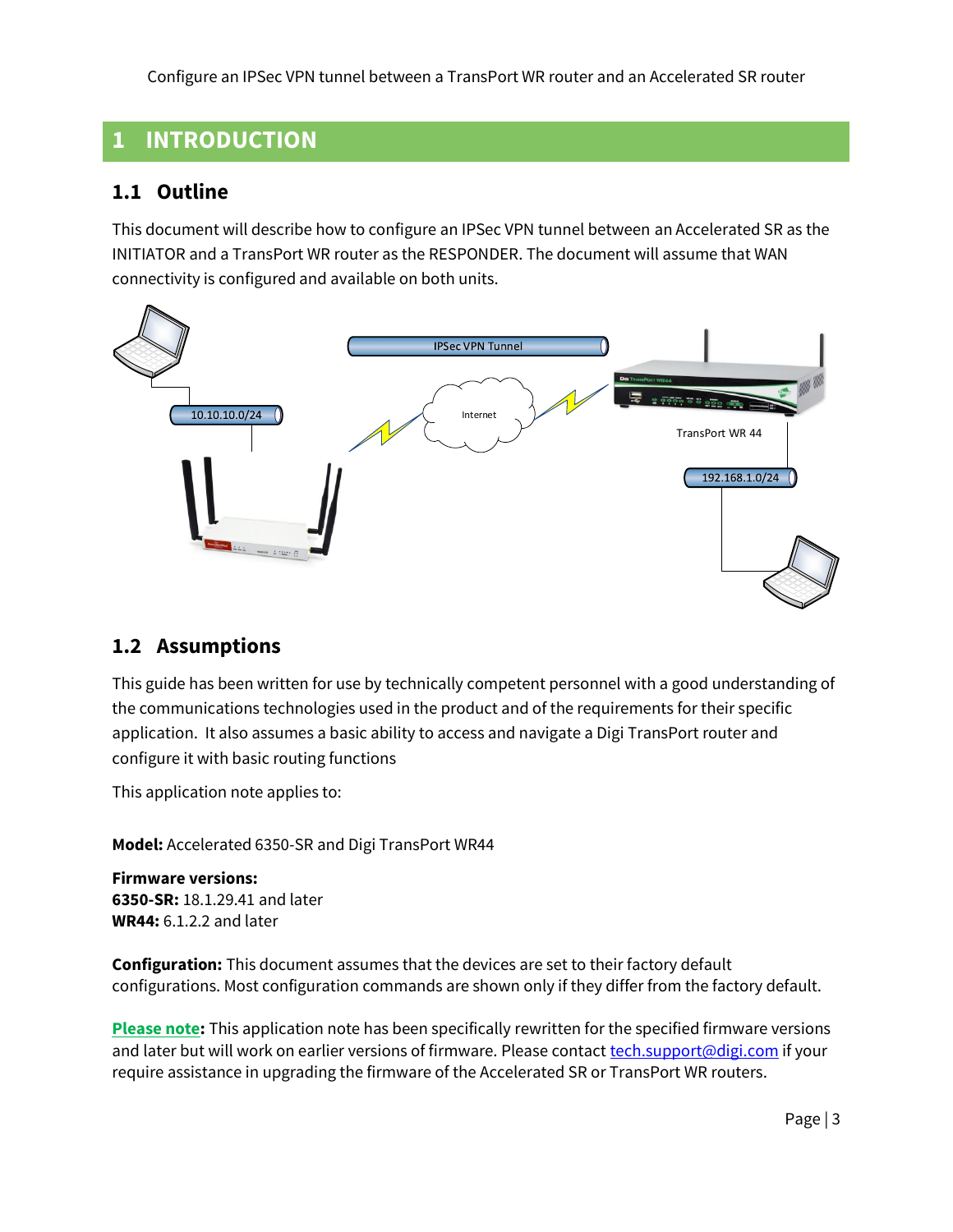# 1 INTRODUCTION

## 1.1 Outline

This document will describe how to configure an IPSec VPN tunnel between an Accelerated SR as the INITIATOR and a TransPort WR router as the RESPONDER. The document will assume that WAN connectivity is configured and available on both units.

## 1.2 Assumptions

This guide has been written for use by technically competent personnel with a good understanding of the communications technologies used in the product and of the requirements for their specific application. It also assumes a basic ability to access and navigate a Digi TransPort router and configure it with basic routing functions

This application note applies to:

**Model:** Accelerated 6350-SR and Digi TransPort WR44

**Firmware versions:**
**6350-SR:** 18.1.29.41 and later
**WR44:** 6.1.2.2 and later

**Configuration:** This document assumes that the devices are set to their factory default configurations. Most configuration commands are shown only if they differ from the factory default.

**Please note**: This application note has been specifically rewritten for the specified firmware versions and later but will work on earlier versions of firmware. Please contact tech.support@digi.com if your require assistance in upgrading the firmware of the Accelerated SR or TransPort WR routers.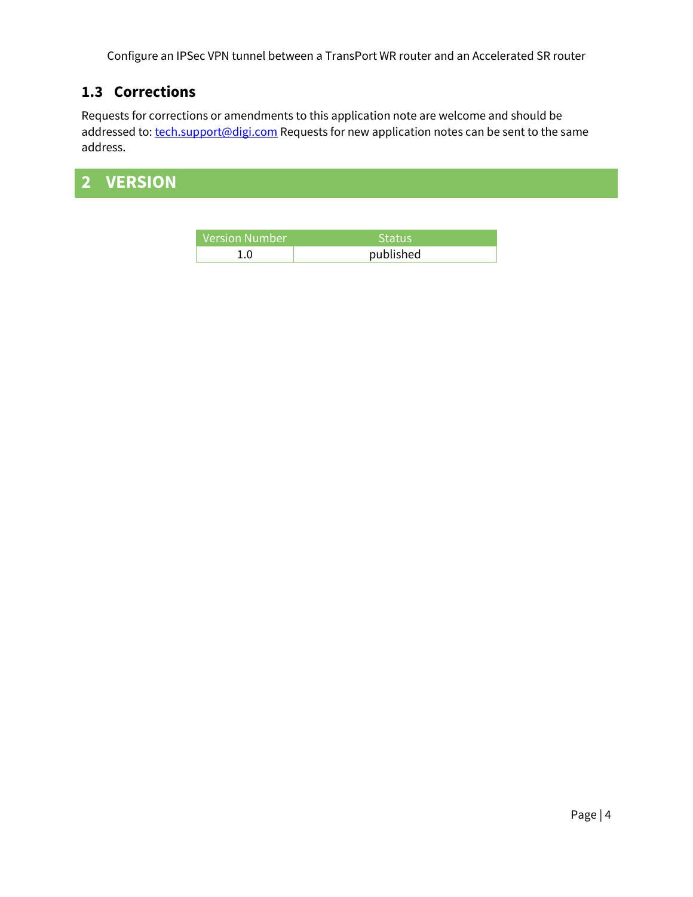### 1.3 Corrections

Requests for corrections or amendments to this application note are welcome and should be addressed to: tech.support@digi.com Requests for new application notes can be sent to the same address.

# 2 VERSION

| Version Number | Status |
| --- | --- |
| 1.0 | published |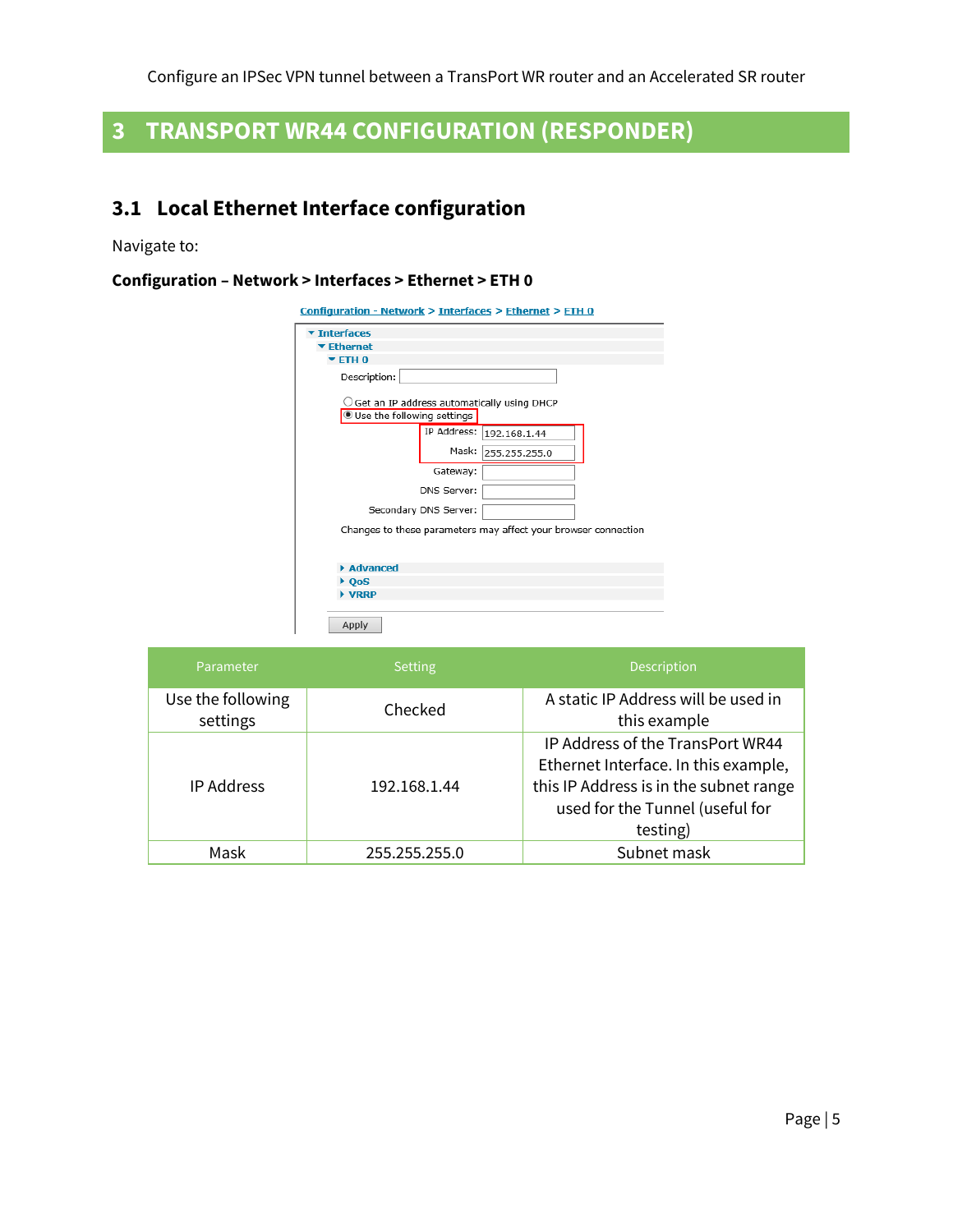# 3 TRANSPORT WR44 CONFIGURATION (RESPONDER)

## 3.1 Local Ethernet Interface configuration

Navigate to:

**Configuration – Network > Interfaces > Ethernet > ETH 0**

| Parameter | Setting | Description |
| --- | --- | --- |
| Use the following settings | Checked | A static IP Address will be used in this example |
| IP Address | 192.168.1.44 | IP Address of the TransPort WR44 Ethernet Interface. In this example, this IP Address is in the subnet range used for the Tunnel (useful for testing) |
| Mask | 255.255.255.0 | Subnet mask |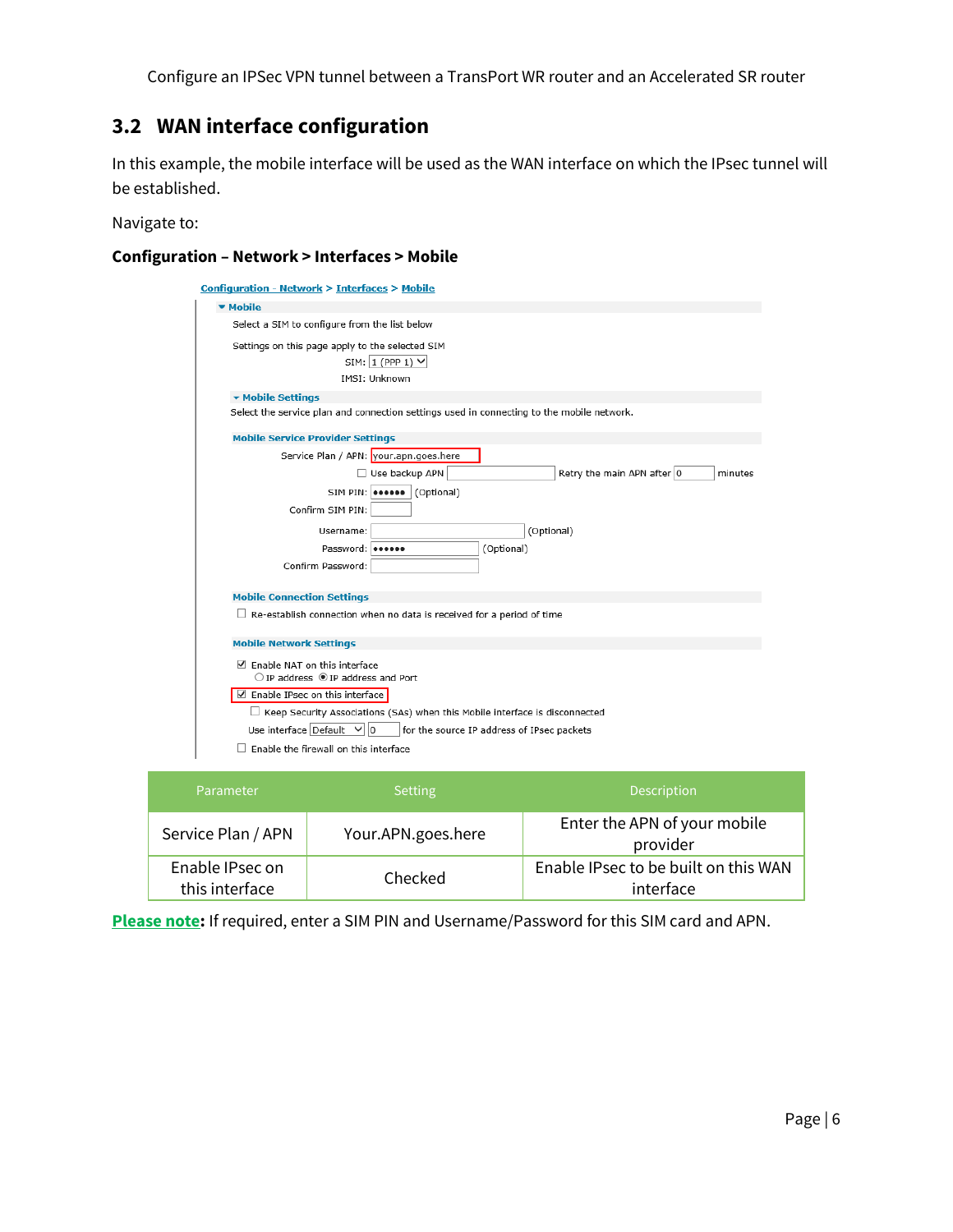## 3.2 WAN interface configuration

In this example, the mobile interface will be used as the WAN interface on which the IPsec tunnel will be established.

Navigate to:

**Configuration – Network > Interfaces > Mobile**

| Parameter | Setting | Description |
|---|---|---|
| Service Plan / APN | Your.APN.goes.here | Enter the APN of your mobile provider |
| Enable IPsec on this interface | Checked | Enable IPsec to be built on this WAN interface |

**Please note:** If required, enter a SIM PIN and Username/Password for this SIM card and APN.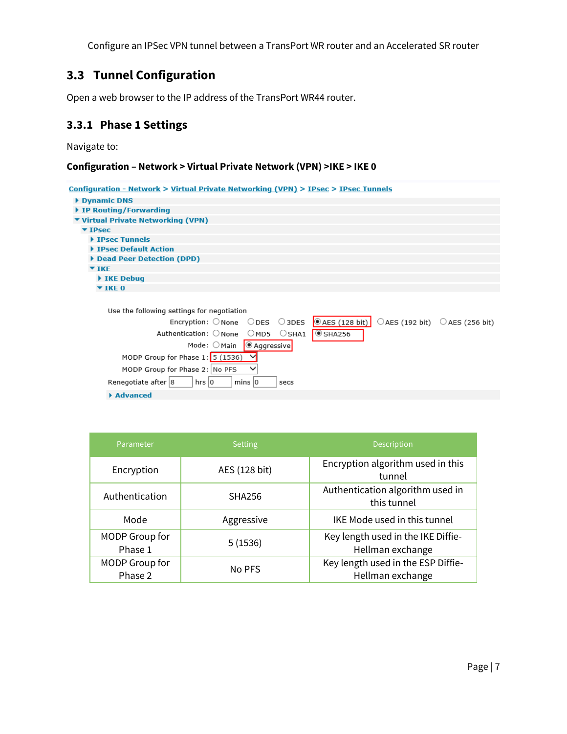## 3.3 Tunnel Configuration

Open a web browser to the IP address of the TransPort WR44 router.

### 3.3.1 Phase 1 Settings

Navigate to:

**Configuration – Network > Virtual Private Network (VPN) >IKE > IKE 0**

| Parameter | Setting | Description |
|---|---|---|
| Encryption | AES (128 bit) | Encryption algorithm used in this tunnel |
| Authentication | SHA256 | Authentication algorithm used in this tunnel |
| Mode | Aggressive | IKE Mode used in this tunnel |
| MODP Group for Phase 1 | 5 (1536) | Key length used in the IKE Diffie-Hellman exchange |
| MODP Group for Phase 2 | No PFS | Key length used in the ESP Diffie-Hellman exchange |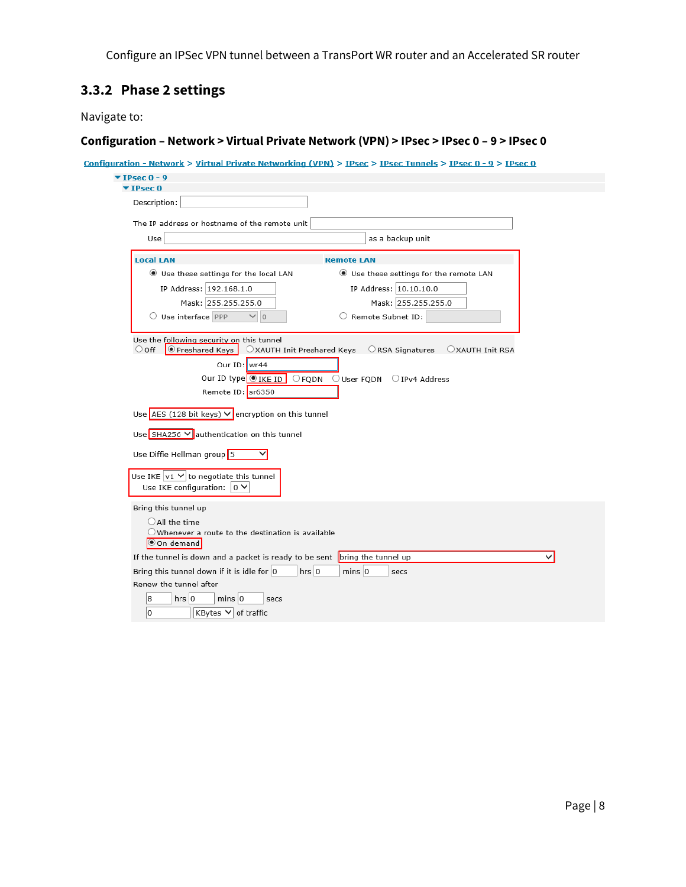### 3.3.2 Phase 2 settings

Navigate to:

**Configuration – Network > Virtual Private Network (VPN) > IPsec > IPsec 0 – 9 > IPsec 0**

Configuration - Network > Virtual Private Networking (VPN) > IPsec > IPsec Tunnels > IPsec 0 - 9 > IPsec 0

▼ IPsec 0 - 9

▼ IPsec 0

Description:

The IP address or hostname of the remote unit

Use as a backup unit

**Local LAN**

- (•) Use these settings for the local LAN
  - IP Address: 192.168.1.0
  - Mask: 255.255.255.0
- ( ) Use interface PPP 0

**Remote LAN**

- (•) Use these settings for the remote LAN
  - IP Address: 10.10.10.0
  - Mask: 255.255.255.0
- ( ) Remote Subnet ID:

Use the following security on this tunnel

( ) Off (•) Preshared Keys ( ) XAUTH Init Preshared Keys ( ) RSA Signatures ( ) XAUTH Init RSA

Our ID: wr44

Our ID type (•) IKE ID ( ) FQDN ( ) User FQDN ( ) IPv4 Address

Remote ID: sr6350

Use AES (128 bit keys) encryption on this tunnel

Use SHA256 authentication on this tunnel

Use Diffie Hellman group 5

Use IKE v1 to negotiate this tunnel

Use IKE configuration: 0

Bring this tunnel up

- ( ) All the time
- ( ) Whenever a route to the destination is available
- (•) On demand

If the tunnel is down and a packet is ready to be sent bring the tunnel up

Bring this tunnel down if it is idle for 0 hrs 0 mins 0 secs

Renew the tunnel after

8 hrs 0 mins 0 secs

0 KBytes of traffic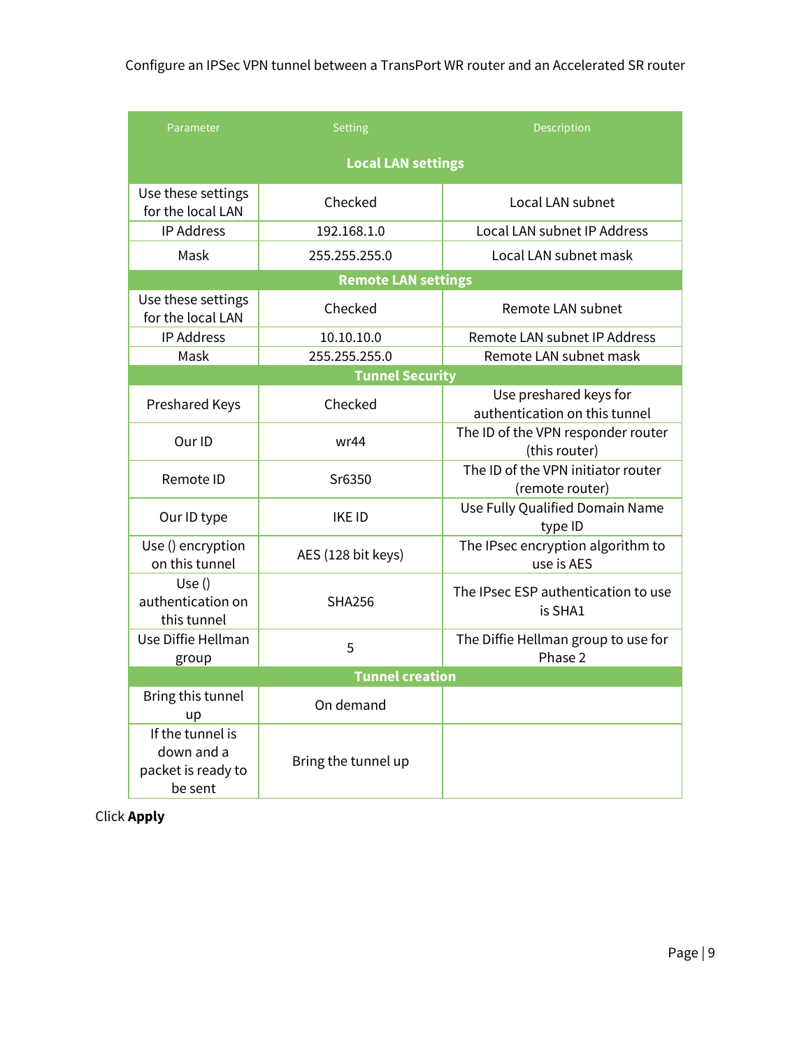| Parameter | Setting | Description |
|---|---|---|
| **Local LAN settings** | | |
| Use these settings for the local LAN | Checked | Local LAN subnet |
| IP Address | 192.168.1.0 | Local LAN subnet IP Address |
| Mask | 255.255.255.0 | Local LAN subnet mask |
| **Remote LAN settings** | | |
| Use these settings for the local LAN | Checked | Remote LAN subnet |
| IP Address | 10.10.10.0 | Remote LAN subnet IP Address |
| Mask | 255.255.255.0 | Remote LAN subnet mask |
| **Tunnel Security** | | |
| Preshared Keys | Checked | Use preshared keys for authentication on this tunnel |
| Our ID | wr44 | The ID of the VPN responder router (this router) |
| Remote ID | Sr6350 | The ID of the VPN initiator router (remote router) |
| Our ID type | IKE ID | Use Fully Qualified Domain Name type ID |
| Use () encryption on this tunnel | AES (128 bit keys) | The IPsec encryption algorithm to use is AES |
| Use () authentication on this tunnel | SHA256 | The IPsec ESP authentication to use is SHA1 |
| Use Diffie Hellman group | 5 | The Diffie Hellman group to use for Phase 2 |
| **Tunnel creation** | | |
| Bring this tunnel up | On demand | |
| If the tunnel is down and a packet is ready to be sent | Bring the tunnel up | |

Click **Apply**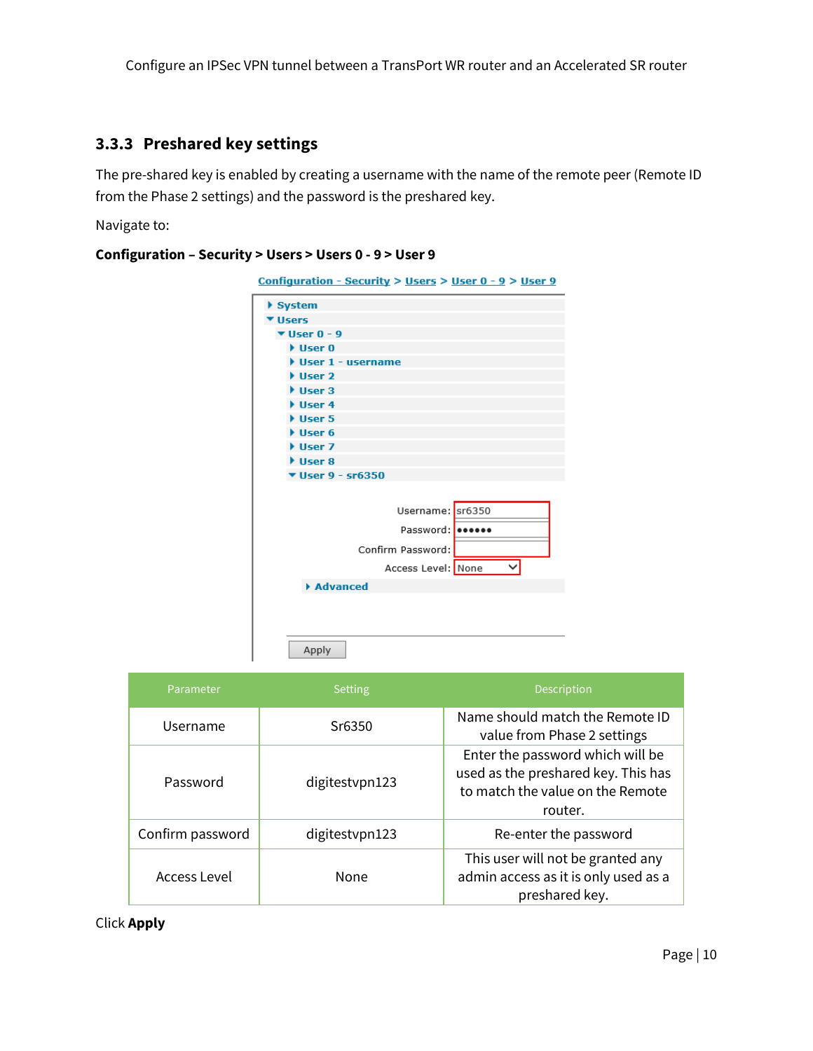### 3.3.3 Preshared key settings

The pre-shared key is enabled by creating a username with the name of the remote peer (Remote ID from the Phase 2 settings) and the password is the preshared key.

Navigate to:

**Configuration – Security > Users > Users 0 - 9 > User 9**

| Parameter | Setting | Description |
| --- | --- | --- |
| Username | Sr6350 | Name should match the Remote ID value from Phase 2 settings |
| Password | digitestvpn123 | Enter the password which will be used as the preshared key. This has to match the value on the Remote router. |
| Confirm password | digitestvpn123 | Re-enter the password |
| Access Level | None | This user will not be granted any admin access as it is only used as a preshared key. |

Click **Apply**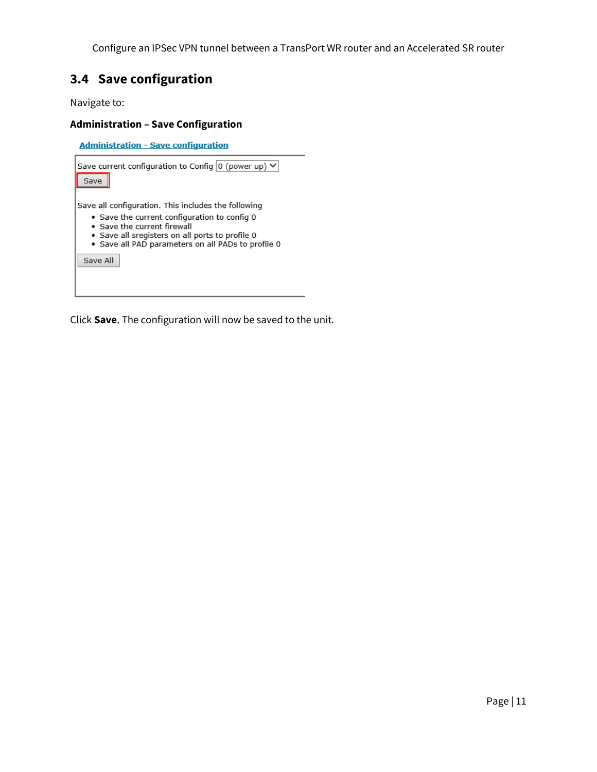## 3.4 Save configuration

Navigate to:

**Administration – Save Configuration**

Administration - Save configuration

Save current configuration to Config 0 (power up)

Save

Save all configuration. This includes the following

- Save the current configuration to config 0
- Save the current firewall
- Save all sregisters on all ports to profile 0
- Save all PAD parameters on all PADs to profile 0

Save All

Click **Save**. The configuration will now be saved to the unit.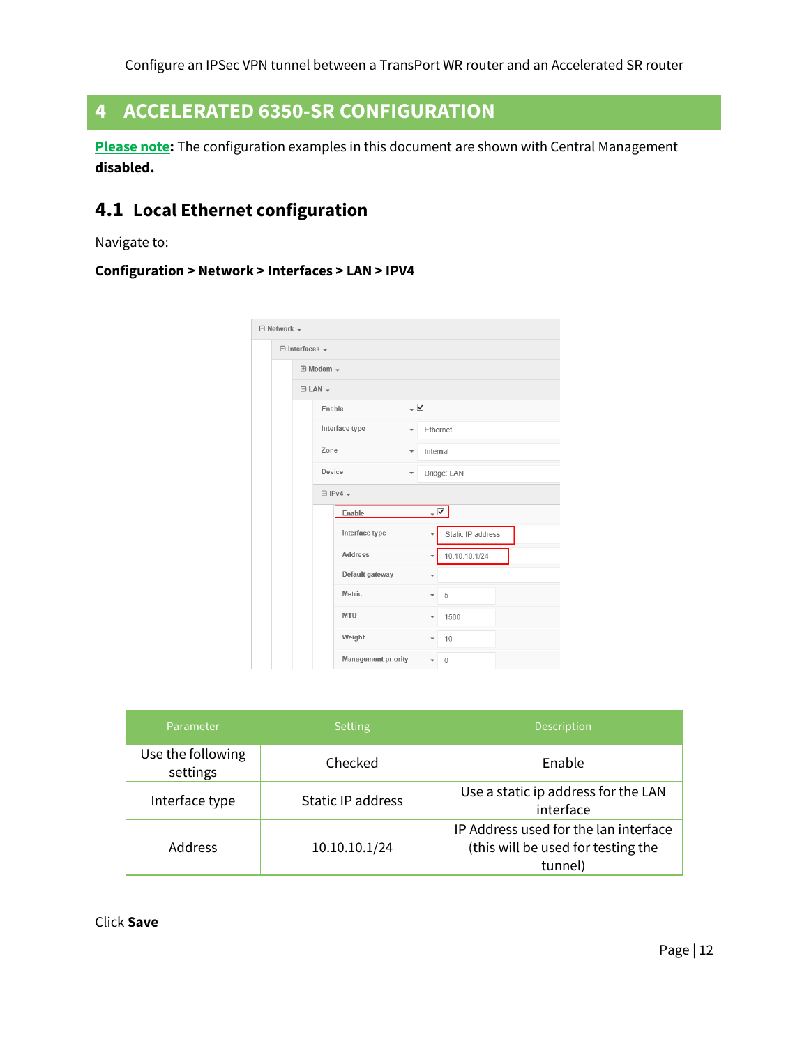# 4 ACCELERATED 6350-SR CONFIGURATION

**Please note:** The configuration examples in this document are shown with Central Management **disabled.**

## 4.1 Local Ethernet configuration

Navigate to:

**Configuration > Network > Interfaces > LAN > IPV4**

| Parameter | Setting | Description |
|---|---|---|
| Use the following settings | Checked | Enable |
| Interface type | Static IP address | Use a static ip address for the LAN interface |
| Address | 10.10.10.1/24 | IP Address used for the lan interface (this will be used for testing the tunnel) |

Click **Save**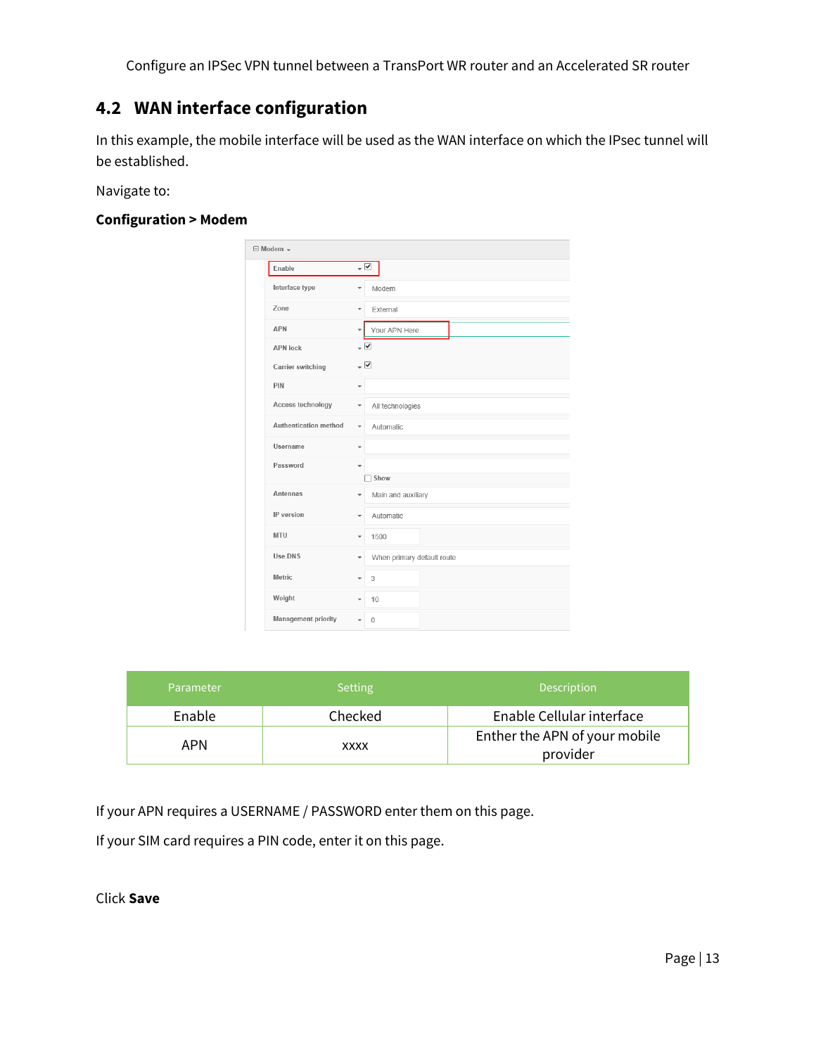## 4.2 WAN interface configuration

In this example, the mobile interface will be used as the WAN interface on which the IPsec tunnel will be established.

Navigate to:

**Configuration > Modem**

| Parameter | Setting | Description |
|---|---|---|
| Enable | Checked | Enable Cellular interface |
| APN | xxxx | Enther the APN of your mobile provider |

If your APN requires a USERNAME / PASSWORD enter them on this page.

If your SIM card requires a PIN code, enter it on this page.

Click **Save**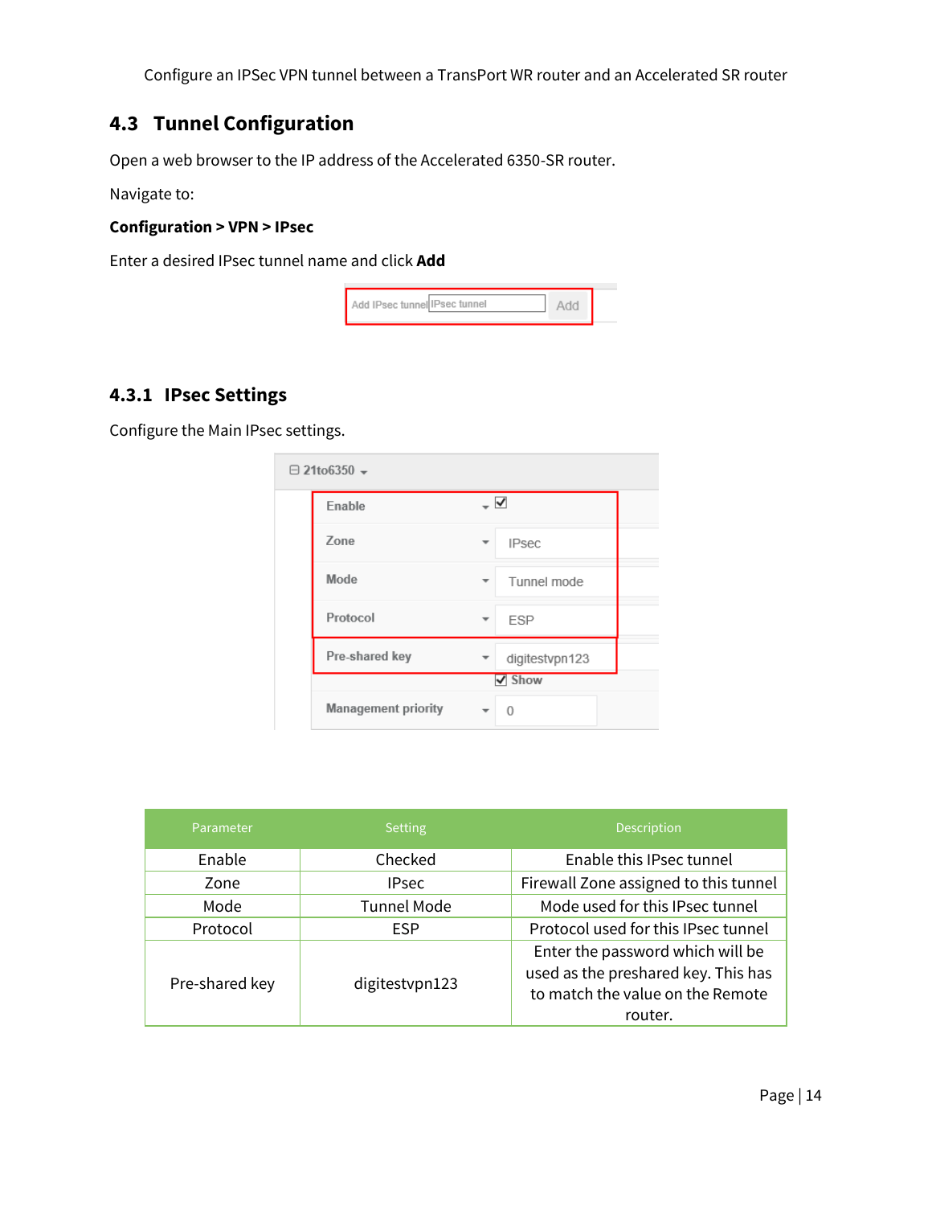## 4.3 Tunnel Configuration

Open a web browser to the IP address of the Accelerated 6350-SR router.

Navigate to:

**Configuration > VPN > IPsec**

Enter a desired IPsec tunnel name and click **Add**

### 4.3.1 IPsec Settings

Configure the Main IPsec settings.

| Parameter | Setting | Description |
|---|---|---|
| Enable | Checked | Enable this IPsec tunnel |
| Zone | IPsec | Firewall Zone assigned to this tunnel |
| Mode | Tunnel Mode | Mode used for this IPsec tunnel |
| Protocol | ESP | Protocol used for this IPsec tunnel |
| Pre-shared key | digitestvpn123 | Enter the password which will be used as the preshared key. This has to match the value on the Remote router. |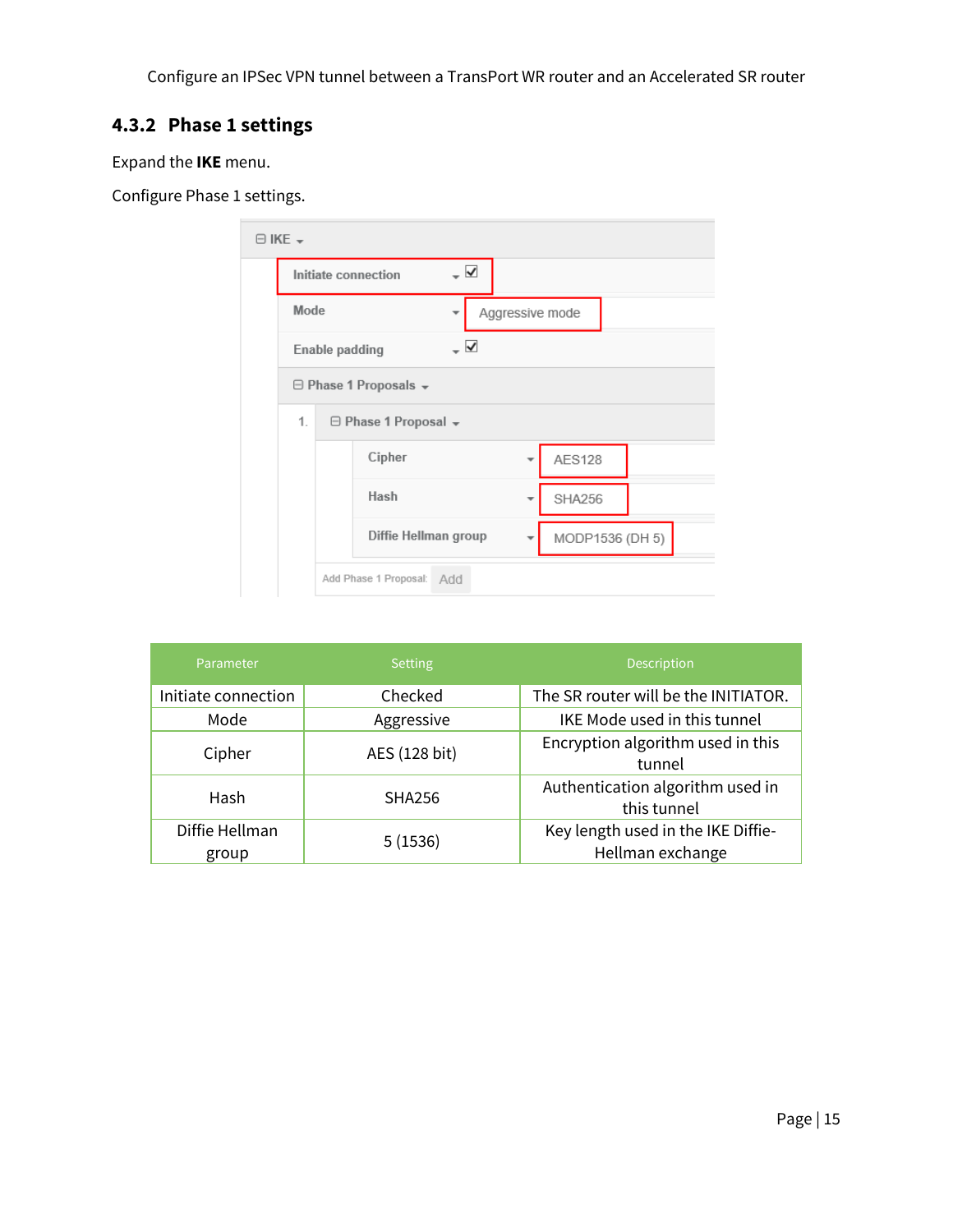### 4.3.2 Phase 1 settings

Expand the **IKE** menu.

Configure Phase 1 settings.

| Parameter | Setting | Description |
|---|---|---|
| Initiate connection | Checked | The SR router will be the INITIATOR. |
| Mode | Aggressive | IKE Mode used in this tunnel |
| Cipher | AES (128 bit) | Encryption algorithm used in this tunnel |
| Hash | SHA256 | Authentication algorithm used in this tunnel |
| Diffie Hellman group | 5 (1536) | Key length used in the IKE Diffie-Hellman exchange |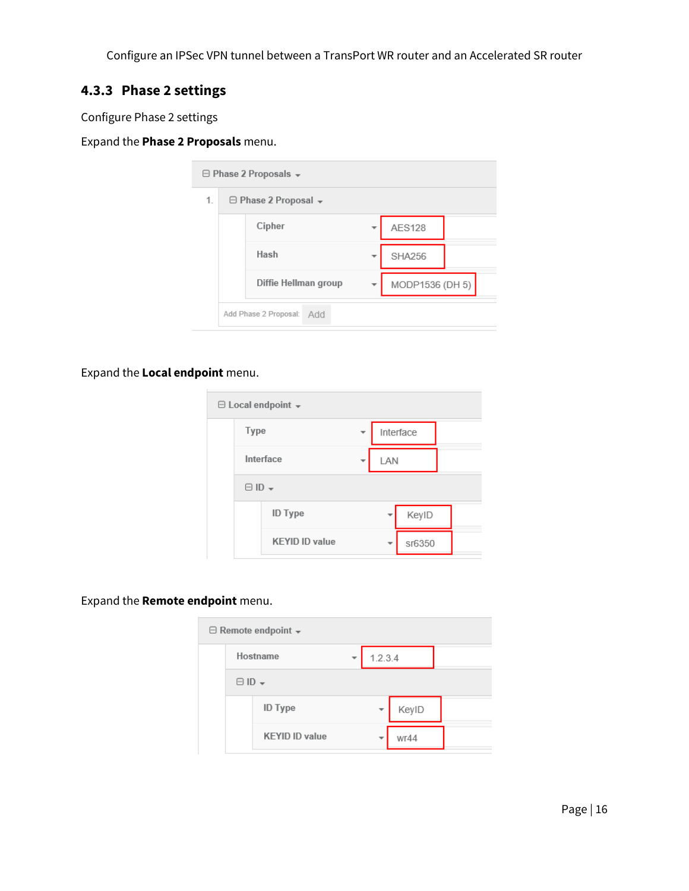### 4.3.3 Phase 2 settings

Configure Phase 2 settings

Expand the **Phase 2 Proposals** menu.

⊟ Phase 2 Proposals

1. ⊟ Phase 2 Proposal

| Setting | Value |
|---|---|
| Cipher | AES128 |
| Hash | SHA256 |
| Diffie Hellman group | MODP1536 (DH 5) |

Add Phase 2 Proposal: Add

Expand the **Local endpoint** menu.

⊟ Local endpoint

| Setting | Value |
|---|---|
| Type | Interface |
| Interface | LAN |

⊟ ID

| Setting | Value |
|---|---|
| ID Type | KeyID |
| KEYID ID value | sr6350 |

Expand the **Remote endpoint** menu.

⊟ Remote endpoint

| Setting | Value |
|---|---|
| Hostname | 1.2.3.4 |

⊟ ID

| Setting | Value |
|---|---|
| ID Type | KeyID |
| KEYID ID value | wr44 |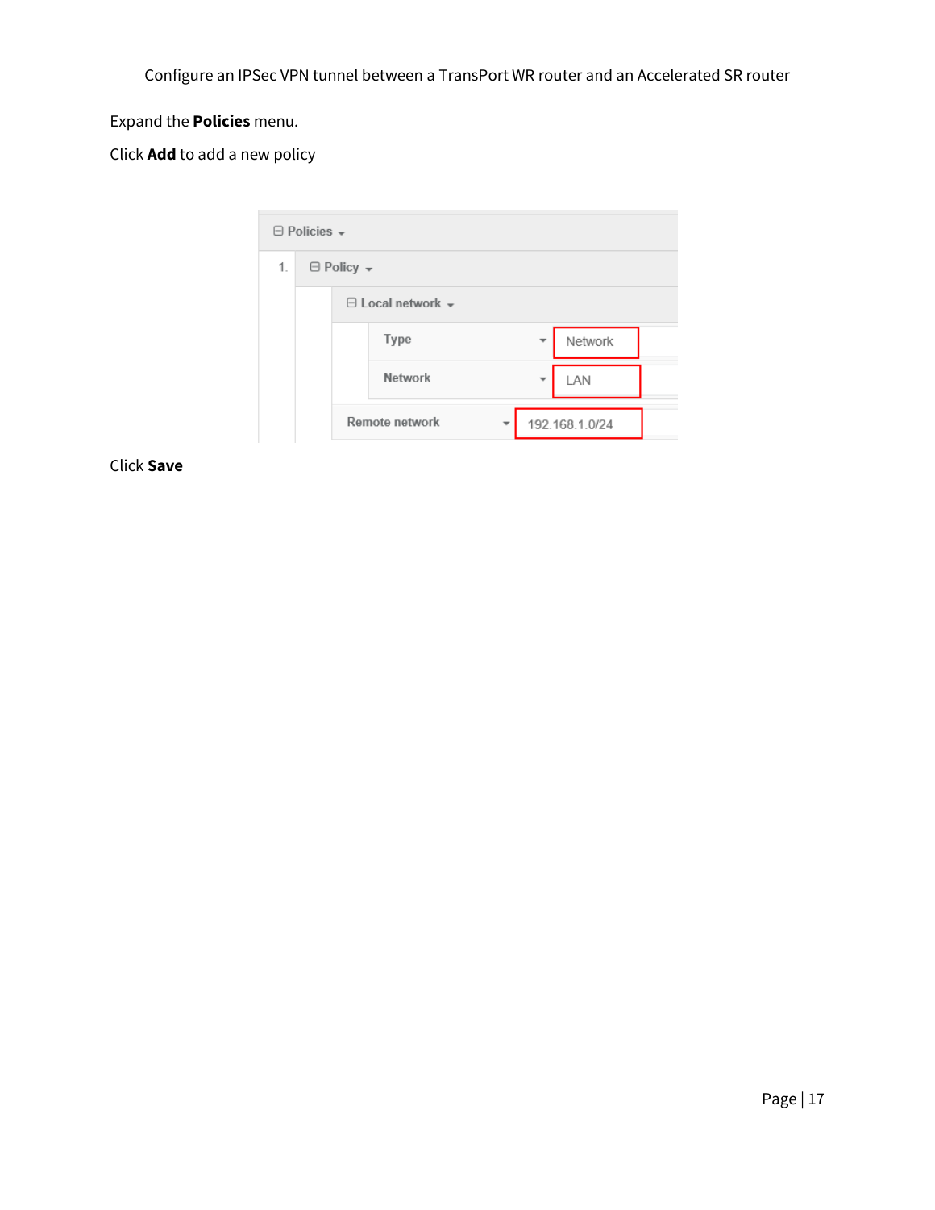Expand the **Policies** menu.

Click **Add** to add a new policy

Click **Save**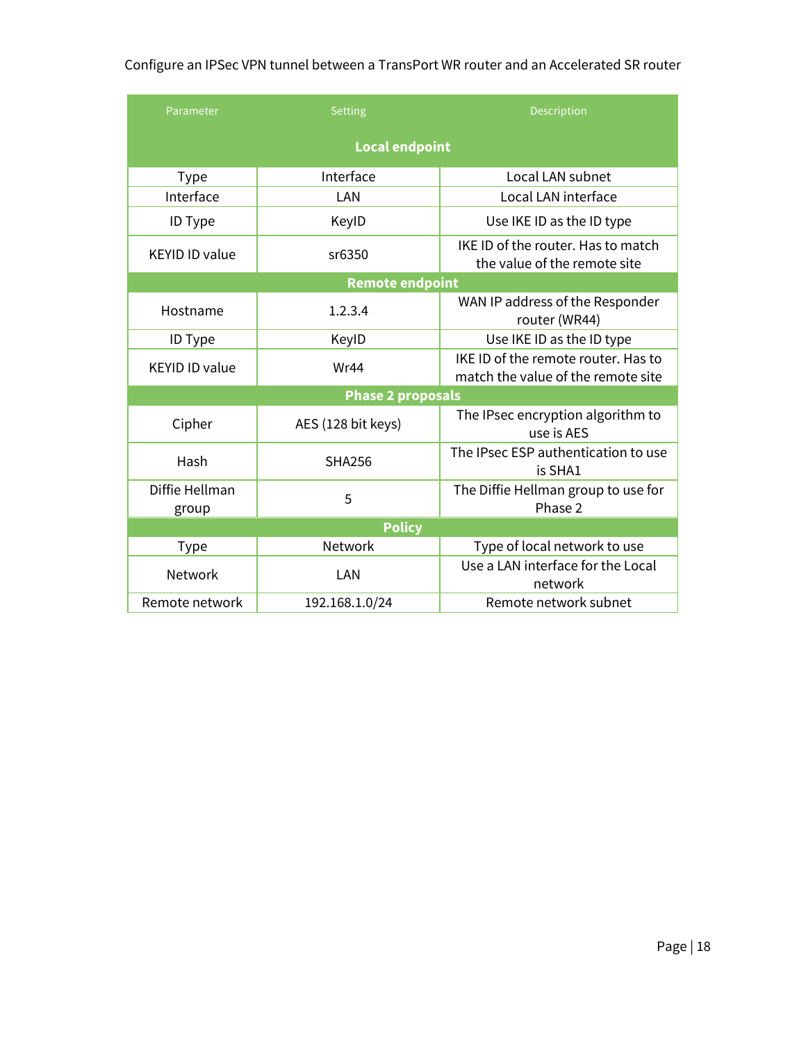Configure an IPSec VPN tunnel between a TransPort WR router and an Accelerated SR router

| Parameter | Setting | Description |
|---|---|---|
| **Local endpoint** | | |
| Type | Interface | Local LAN subnet |
| Interface | LAN | Local LAN interface |
| ID Type | KeyID | Use IKE ID as the ID type |
| KEYID ID value | sr6350 | IKE ID of the router. Has to match the value of the remote site |
| **Remote endpoint** | | |
| Hostname | 1.2.3.4 | WAN IP address of the Responder router (WR44) |
| ID Type | KeyID | Use IKE ID as the ID type |
| KEYID ID value | Wr44 | IKE ID of the remote router. Has to match the value of the remote site |
| **Phase 2 proposals** | | |
| Cipher | AES (128 bit keys) | The IPsec encryption algorithm to use is AES |
| Hash | SHA256 | The IPsec ESP authentication to use is SHA1 |
| Diffie Hellman group | 5 | The Diffie Hellman group to use for Phase 2 |
| **Policy** | | |
| Type | Network | Type of local network to use |
| Network | LAN | Use a LAN interface for the Local network |
| Remote network | 192.168.1.0/24 | Remote network subnet |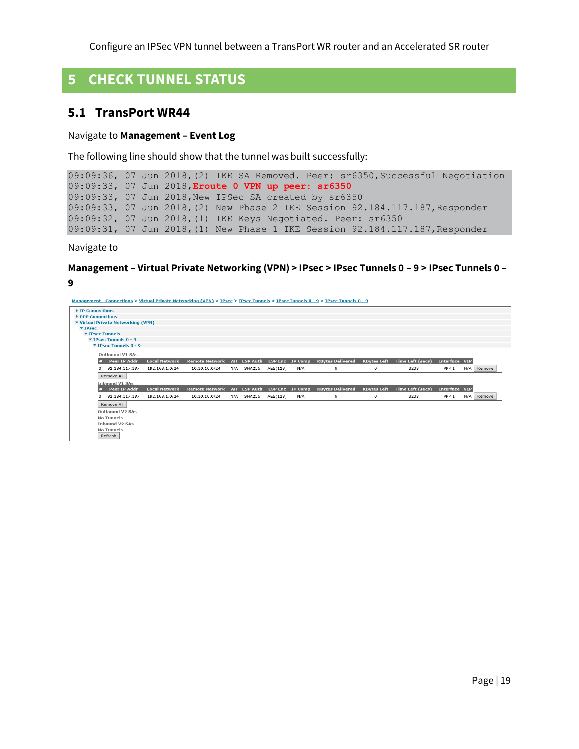# 5 CHECK TUNNEL STATUS

## 5.1 TransPort WR44

Navigate to **Management – Event Log**

The following line should show that the tunnel was built successfully:

```
09:09:36, 07 Jun 2018,(2) IKE SA Removed. Peer: sr6350,Successful Negotiation
09:09:33, 07 Jun 2018,Eroute 0 VPN up peer: sr6350
09:09:33, 07 Jun 2018,New IPSec SA created by sr6350
09:09:33, 07 Jun 2018,(2) New Phase 2 IKE Session 92.184.117.187,Responder
09:09:32, 07 Jun 2018,(1) IKE Keys Negotiated. Peer: sr6350
09:09:31, 07 Jun 2018,(1) New Phase 1 IKE Session 92.184.117.187,Responder
```

Navigate to

**Management – Virtual Private Networking (VPN) > IPsec > IPsec Tunnels 0 – 9 > IPsec Tunnels 0 – 9**

Management - Connections > Virtual Private Networking (VPN) > IPsec > IPsec Tunnels > IPsec Tunnels 0 - 9 > IPsec Tunnels 0 - 9

- IP Connections
- PPP Connections
- Virtual Private Networking (VPN)
  - IPsec
    - IPsec Tunnels
      - IPsec Tunnels 0 - 9
        - IPsec Tunnels 0 - 9

Outbound V1 SAs

| # | Peer IP Addr | Local Network | Remote Network | AH | ESP Auth | ESP Enc | IP Comp | KBytes Delivered | KBytes Left | Time Left (secs) | Interface | VIP | |
|---|---|---|---|---|---|---|---|---|---|---|---|---|---|
| 0 | 92.184.117.187 | 192.168.1.0/24 | 10.10.10.0/24 | N/A | SHA256 | AES(128) | N/A | 9 | 0 | 3233 | PPP 1 | N/A | Remove |

Remove All

Inbound V1 SAs

| # | Peer IP Addr | Local Network | Remote Network | AH | ESP Auth | ESP Enc | IP Comp | KBytes Delivered | KBytes Left | Time Left (secs) | Interface | VIP | |
|---|---|---|---|---|---|---|---|---|---|---|---|---|---|
| 0 | 92.184.117.187 | 192.168.1.0/24 | 10.10.10.0/24 | N/A | SHA256 | AES(128) | N/A | 9 | 0 | 3233 | PPP 1 | N/A | Remove |

Remove All

Outbound V2 SAs

No Tunnels

Inbound V2 SAs

No Tunnels

Refresh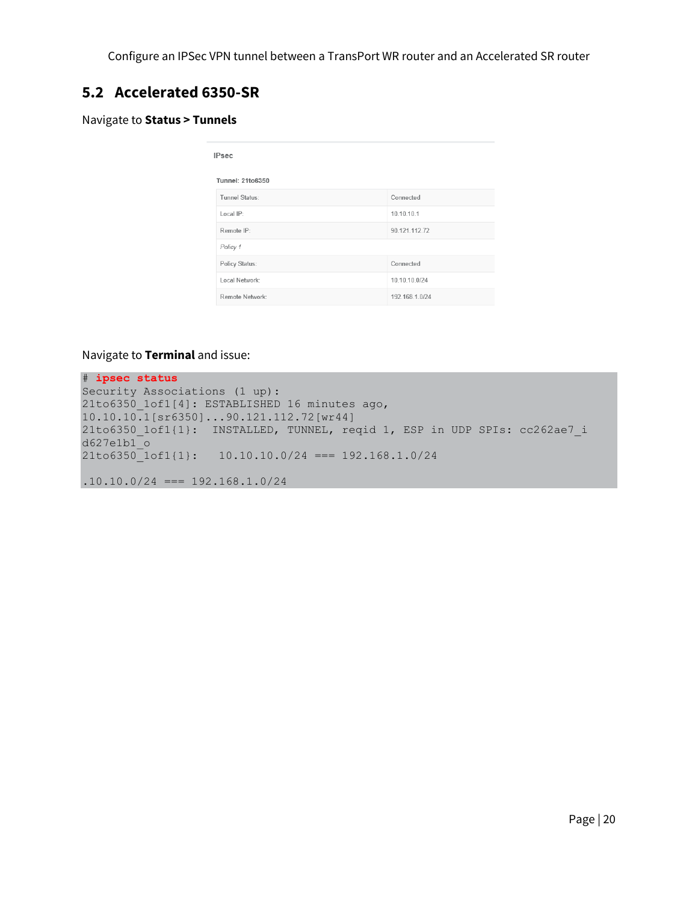## 5.2 Accelerated 6350-SR

Navigate to **Status > Tunnels**

IPsec

Tunnel: 21to6350

| | |
|---|---|
| Tunnel Status: | Connected |
| Local IP: | 10.10.10.1 |
| Remote IP: | 90.121.112.72 |
| *Policy 1* | |
| Policy Status: | Connected |
| Local Network: | 10.10.10.0/24 |
| Remote Network: | 192.168.1.0/24 |

Navigate to **Terminal** and issue:

```
# ipsec status
Security Associations (1 up):
21to6350_1of1[4]: ESTABLISHED 16 minutes ago,
10.10.10.1[sr6350]...90.121.112.72[wr44]
21to6350_1of1{1}:  INSTALLED, TUNNEL, reqid 1, ESP in UDP SPIs: cc262ae7_i
d627e1b1_o
21to6350_1of1{1}:   10.10.10.0/24 === 192.168.1.0/24

.10.10.0/24 === 192.168.1.0/24
```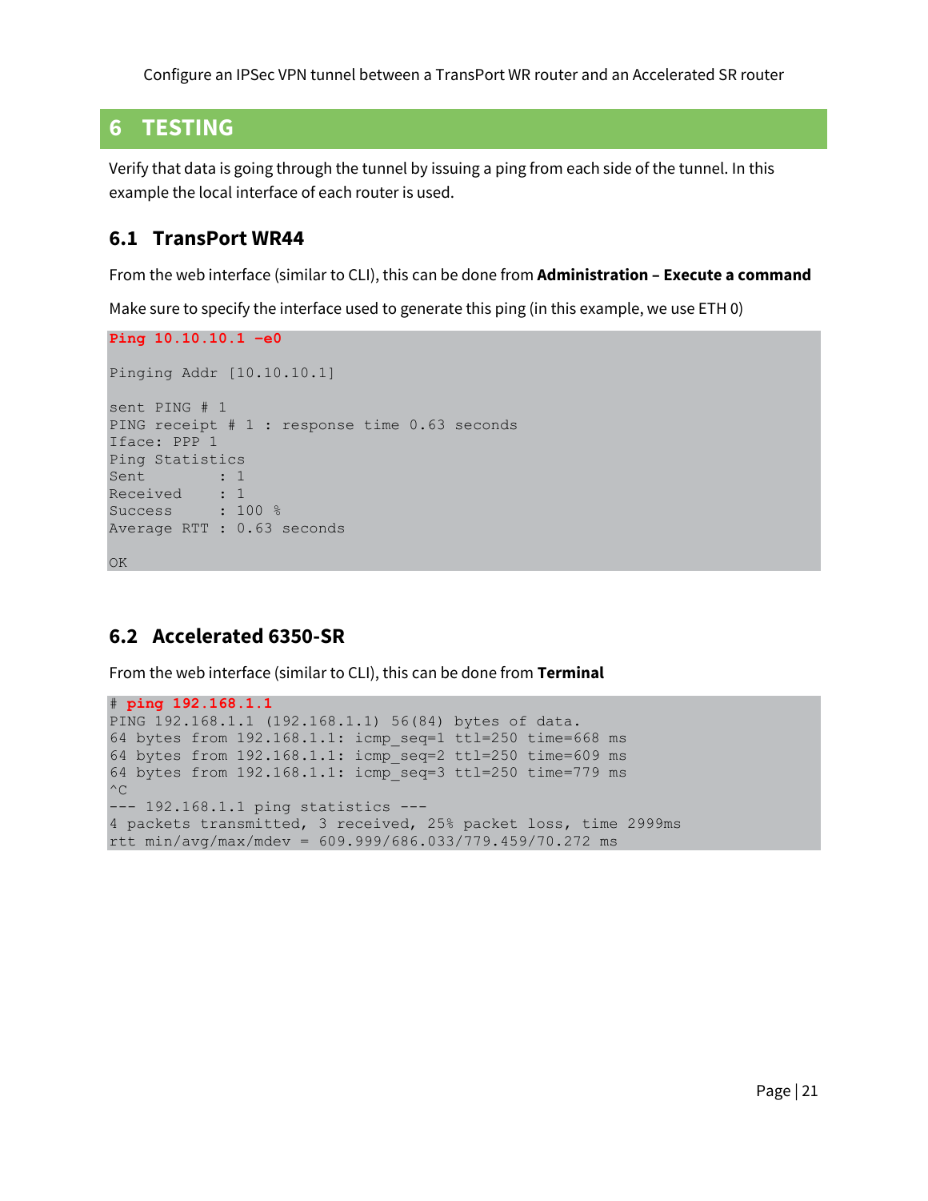# 6 TESTING

Verify that data is going through the tunnel by issuing a ping from each side of the tunnel. In this example the local interface of each router is used.

## 6.1 TransPort WR44

From the web interface (similar to CLI), this can be done from **Administration – Execute a command**

Make sure to specify the interface used to generate this ping (in this example, we use ETH 0)

```
Ping 10.10.10.1 -e0

Pinging Addr [10.10.10.1]

sent PING # 1
PING receipt # 1 : response time 0.63 seconds
Iface: PPP 1
Ping Statistics
Sent        : 1
Received    : 1
Success     : 100 %
Average RTT : 0.63 seconds

OK
```

## 6.2 Accelerated 6350-SR

From the web interface (similar to CLI), this can be done from **Terminal**

```
# ping 192.168.1.1
PING 192.168.1.1 (192.168.1.1) 56(84) bytes of data.
64 bytes from 192.168.1.1: icmp_seq=1 ttl=250 time=668 ms
64 bytes from 192.168.1.1: icmp_seq=2 ttl=250 time=609 ms
64 bytes from 192.168.1.1: icmp_seq=3 ttl=250 time=779 ms
^C
--- 192.168.1.1 ping statistics ---
4 packets transmitted, 3 received, 25% packet loss, time 2999ms
rtt min/avg/max/mdev = 609.999/686.033/779.459/70.272 ms
```